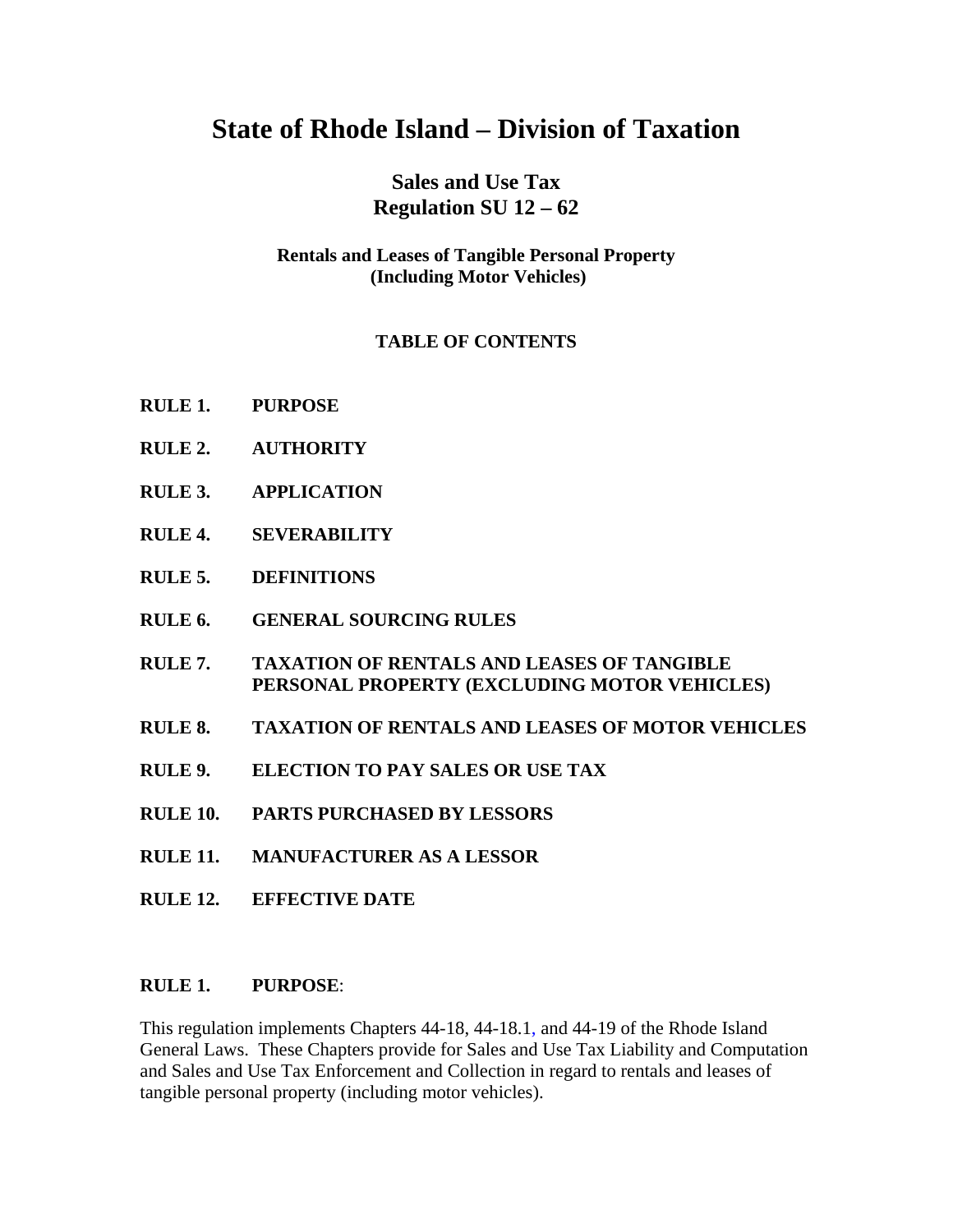# State of Rhode Island – Division of Taxation

## Sales and Use Tax
## Regulation SU 12 – 62

### Rentals and Leases of Tangible Personal Property (Including Motor Vehicles)

**TABLE OF CONTENTS**

**RULE 1. PURPOSE**

**RULE 2. AUTHORITY**

**RULE 3. APPLICATION**

**RULE 4. SEVERABILITY**

**RULE 5. DEFINITIONS**

**RULE 6. GENERAL SOURCING RULES**

**RULE 7. TAXATION OF RENTALS AND LEASES OF TANGIBLE PERSONAL PROPERTY (EXCLUDING MOTOR VEHICLES)**

**RULE 8. TAXATION OF RENTALS AND LEASES OF MOTOR VEHICLES**

**RULE 9. ELECTION TO PAY SALES OR USE TAX**

**RULE 10. PARTS PURCHASED BY LESSORS**

**RULE 11. MANUFACTURER AS A LESSOR**

**RULE 12. EFFECTIVE DATE**

**RULE 1. PURPOSE**:

This regulation implements Chapters 44-18, 44-18.1, and 44-19 of the Rhode Island General Laws. These Chapters provide for Sales and Use Tax Liability and Computation and Sales and Use Tax Enforcement and Collection in regard to rentals and leases of tangible personal property (including motor vehicles).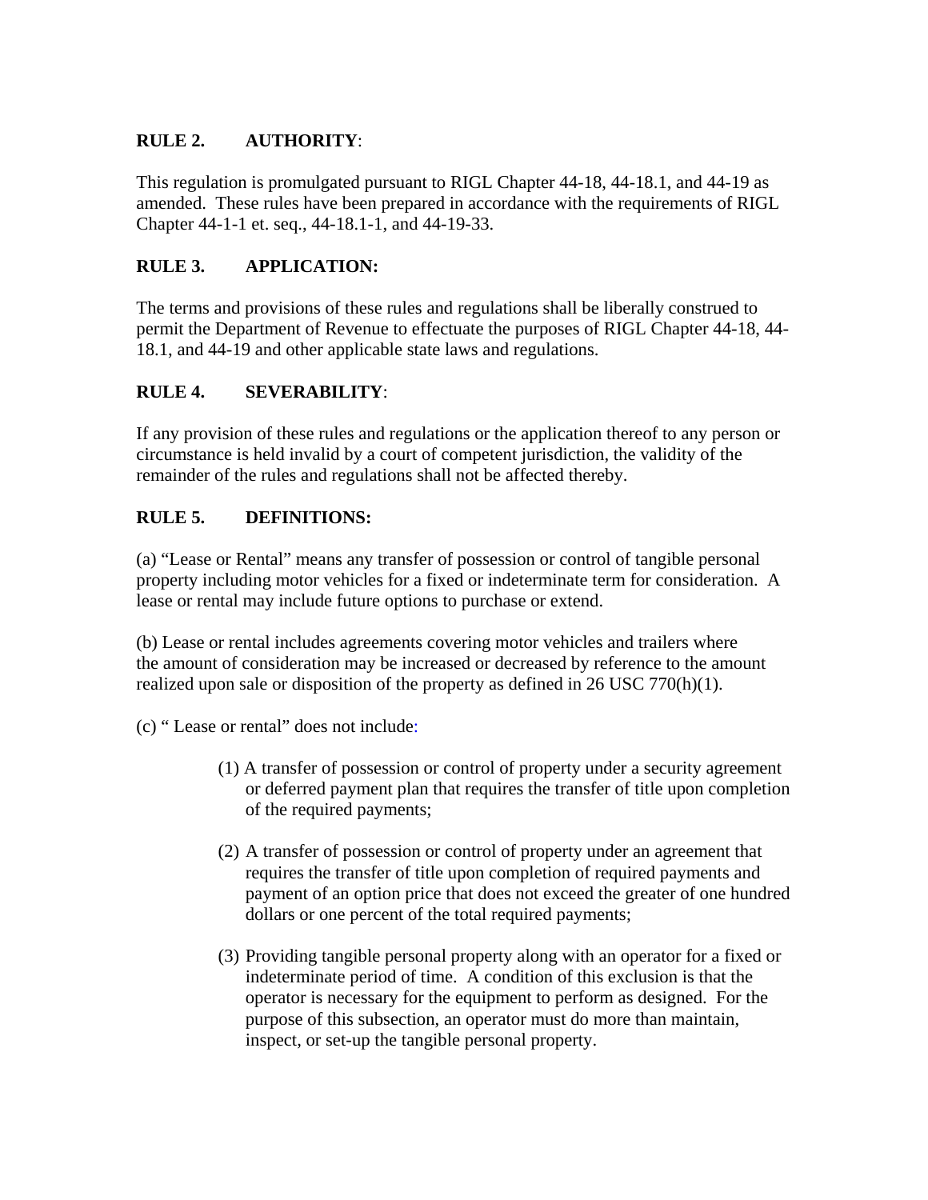**RULE 2. AUTHORITY**:

This regulation is promulgated pursuant to RIGL Chapter 44-18, 44-18.1, and 44-19 as amended. These rules have been prepared in accordance with the requirements of RIGL Chapter 44-1-1 et. seq., 44-18.1-1, and 44-19-33.

**RULE 3. APPLICATION:**

The terms and provisions of these rules and regulations shall be liberally construed to permit the Department of Revenue to effectuate the purposes of RIGL Chapter 44-18, 44-18.1, and 44-19 and other applicable state laws and regulations.

**RULE 4. SEVERABILITY**:

If any provision of these rules and regulations or the application thereof to any person or circumstance is held invalid by a court of competent jurisdiction, the validity of the remainder of the rules and regulations shall not be affected thereby.

**RULE 5. DEFINITIONS:**

(a) "Lease or Rental" means any transfer of possession or control of tangible personal property including motor vehicles for a fixed or indeterminate term for consideration. A lease or rental may include future options to purchase or extend.

(b) Lease or rental includes agreements covering motor vehicles and trailers where the amount of consideration may be increased or decreased by reference to the amount realized upon sale or disposition of the property as defined in 26 USC 770(h)(1).

(c) " Lease or rental" does not include:

(1) A transfer of possession or control of property under a security agreement or deferred payment plan that requires the transfer of title upon completion of the required payments;

(2) A transfer of possession or control of property under an agreement that requires the transfer of title upon completion of required payments and payment of an option price that does not exceed the greater of one hundred dollars or one percent of the total required payments;

(3) Providing tangible personal property along with an operator for a fixed or indeterminate period of time. A condition of this exclusion is that the operator is necessary for the equipment to perform as designed. For the purpose of this subsection, an operator must do more than maintain, inspect, or set-up the tangible personal property.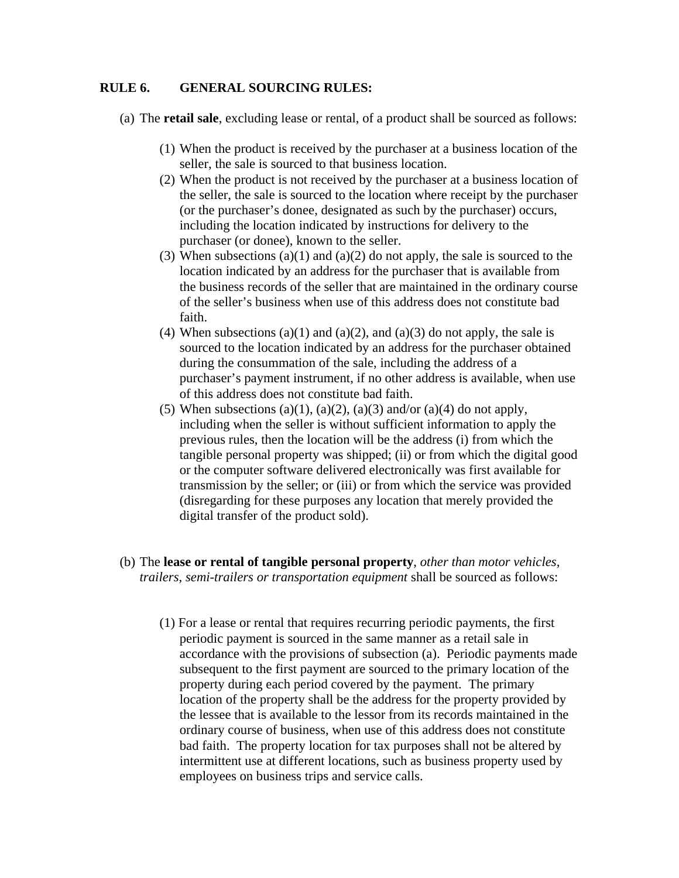**RULE 6. GENERAL SOURCING RULES:**

(a) The **retail sale**, excluding lease or rental, of a product shall be sourced as follows:

(1) When the product is received by the purchaser at a business location of the seller, the sale is sourced to that business location.

(2) When the product is not received by the purchaser at a business location of the seller, the sale is sourced to the location where receipt by the purchaser (or the purchaser's donee, designated as such by the purchaser) occurs, including the location indicated by instructions for delivery to the purchaser (or donee), known to the seller.

(3) When subsections (a)(1) and (a)(2) do not apply, the sale is sourced to the location indicated by an address for the purchaser that is available from the business records of the seller that are maintained in the ordinary course of the seller's business when use of this address does not constitute bad faith.

(4) When subsections (a)(1) and (a)(2), and (a)(3) do not apply, the sale is sourced to the location indicated by an address for the purchaser obtained during the consummation of the sale, including the address of a purchaser's payment instrument, if no other address is available, when use of this address does not constitute bad faith.

(5) When subsections (a)(1), (a)(2), (a)(3) and/or (a)(4) do not apply, including when the seller is without sufficient information to apply the previous rules, then the location will be the address (i) from which the tangible personal property was shipped; (ii) or from which the digital good or the computer software delivered electronically was first available for transmission by the seller; or (iii) or from which the service was provided (disregarding for these purposes any location that merely provided the digital transfer of the product sold).

(b) The **lease or rental of tangible personal property**, *other than motor vehicles, trailers, semi-trailers or transportation equipment* shall be sourced as follows:

(1) For a lease or rental that requires recurring periodic payments, the first periodic payment is sourced in the same manner as a retail sale in accordance with the provisions of subsection (a). Periodic payments made subsequent to the first payment are sourced to the primary location of the property during each period covered by the payment. The primary location of the property shall be the address for the property provided by the lessee that is available to the lessor from its records maintained in the ordinary course of business, when use of this address does not constitute bad faith. The property location for tax purposes shall not be altered by intermittent use at different locations, such as business property used by employees on business trips and service calls.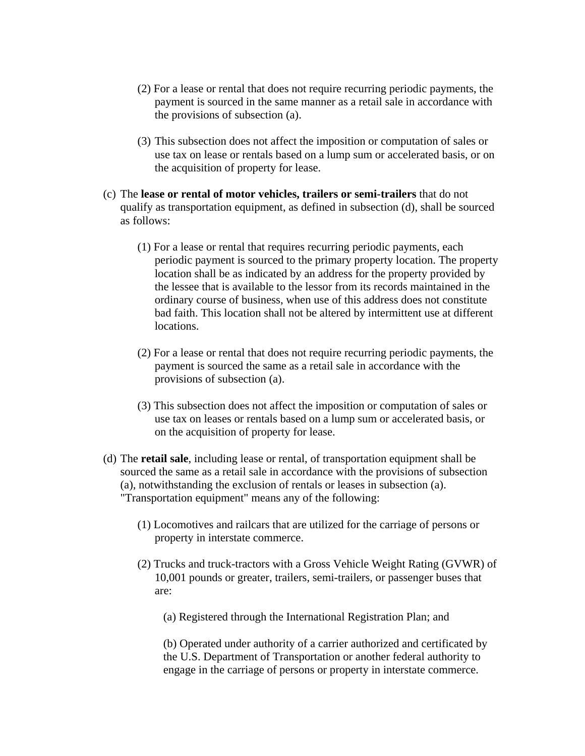(2) For a lease or rental that does not require recurring periodic payments, the payment is sourced in the same manner as a retail sale in accordance with the provisions of subsection (a).

(3) This subsection does not affect the imposition or computation of sales or use tax on lease or rentals based on a lump sum or accelerated basis, or on the acquisition of property for lease.

(c) The **lease or rental of motor vehicles, trailers or semi-trailers** that do not qualify as transportation equipment, as defined in subsection (d), shall be sourced as follows:

(1) For a lease or rental that requires recurring periodic payments, each periodic payment is sourced to the primary property location. The property location shall be as indicated by an address for the property provided by the lessee that is available to the lessor from its records maintained in the ordinary course of business, when use of this address does not constitute bad faith. This location shall not be altered by intermittent use at different locations.

(2) For a lease or rental that does not require recurring periodic payments, the payment is sourced the same as a retail sale in accordance with the provisions of subsection (a).

(3) This subsection does not affect the imposition or computation of sales or use tax on leases or rentals based on a lump sum or accelerated basis, or on the acquisition of property for lease.

(d) The **retail sale**, including lease or rental, of transportation equipment shall be sourced the same as a retail sale in accordance with the provisions of subsection (a), notwithstanding the exclusion of rentals or leases in subsection (a). "Transportation equipment" means any of the following:

(1) Locomotives and railcars that are utilized for the carriage of persons or property in interstate commerce.

(2) Trucks and truck-tractors with a Gross Vehicle Weight Rating (GVWR) of 10,001 pounds or greater, trailers, semi-trailers, or passenger buses that are:

(a) Registered through the International Registration Plan; and

(b) Operated under authority of a carrier authorized and certificated by the U.S. Department of Transportation or another federal authority to engage in the carriage of persons or property in interstate commerce.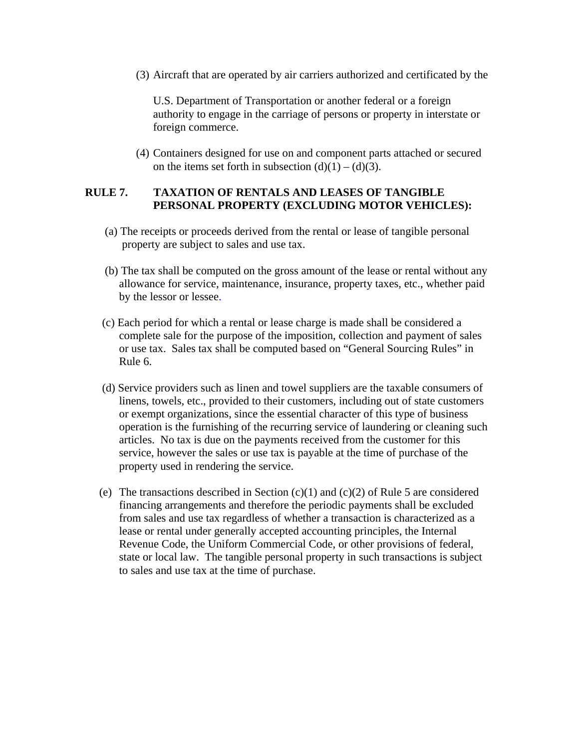(3) Aircraft that are operated by air carriers authorized and certificated by the U.S. Department of Transportation or another federal or a foreign authority to engage in the carriage of persons or property in interstate or foreign commerce.

(4) Containers designed for use on and component parts attached or secured on the items set forth in subsection (d)(1) – (d)(3).

**RULE 7. TAXATION OF RENTALS AND LEASES OF TANGIBLE PERSONAL PROPERTY (EXCLUDING MOTOR VEHICLES):**

(a) The receipts or proceeds derived from the rental or lease of tangible personal property are subject to sales and use tax.

(b) The tax shall be computed on the gross amount of the lease or rental without any allowance for service, maintenance, insurance, property taxes, etc., whether paid by the lessor or lessee.

(c) Each period for which a rental or lease charge is made shall be considered a complete sale for the purpose of the imposition, collection and payment of sales or use tax. Sales tax shall be computed based on "General Sourcing Rules" in Rule 6.

(d) Service providers such as linen and towel suppliers are the taxable consumers of linens, towels, etc., provided to their customers, including out of state customers or exempt organizations, since the essential character of this type of business operation is the furnishing of the recurring service of laundering or cleaning such articles. No tax is due on the payments received from the customer for this service, however the sales or use tax is payable at the time of purchase of the property used in rendering the service.

(e) The transactions described in Section (c)(1) and (c)(2) of Rule 5 are considered financing arrangements and therefore the periodic payments shall be excluded from sales and use tax regardless of whether a transaction is characterized as a lease or rental under generally accepted accounting principles, the Internal Revenue Code, the Uniform Commercial Code, or other provisions of federal, state or local law. The tangible personal property in such transactions is subject to sales and use tax at the time of purchase.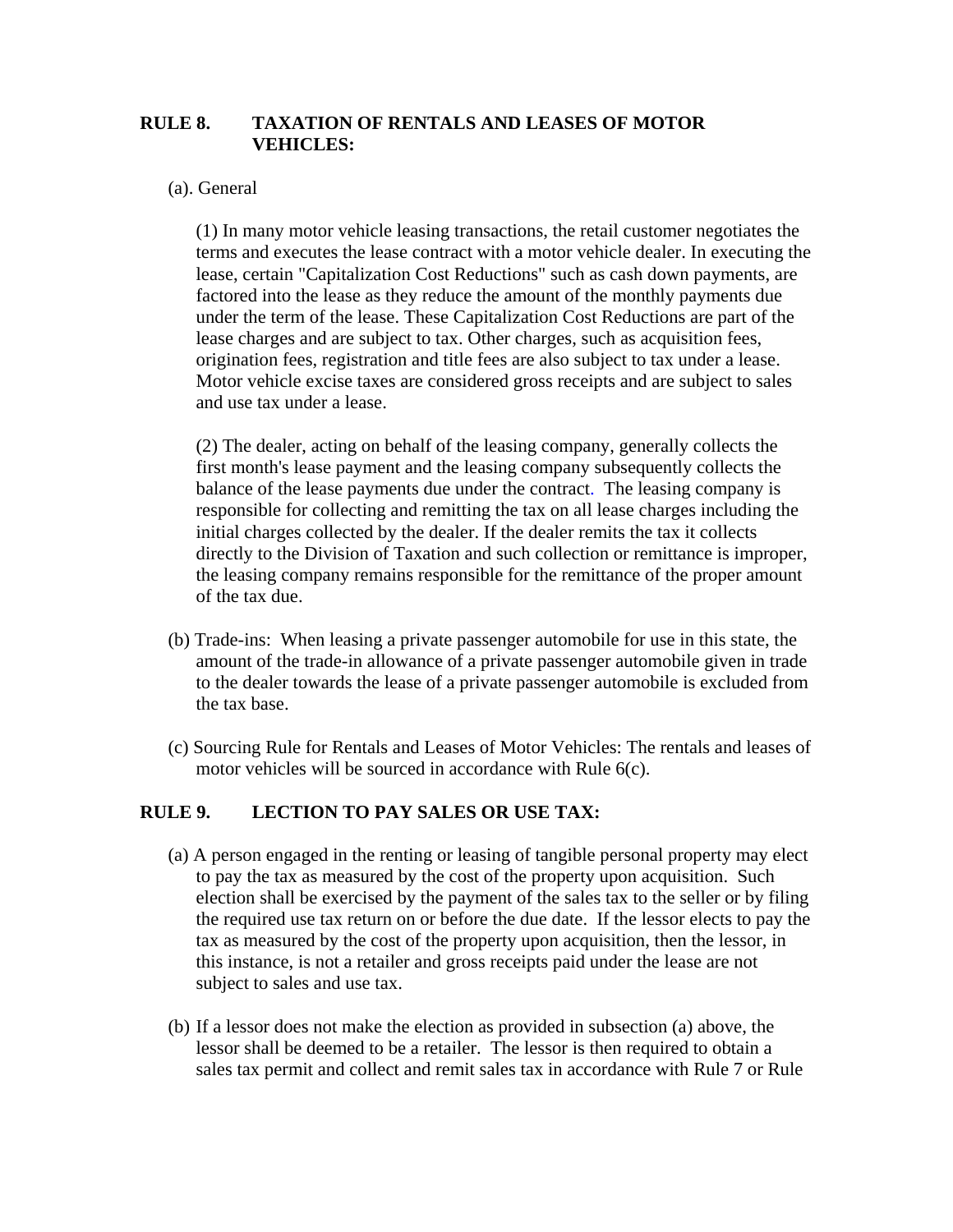## RULE 8. TAXATION OF RENTALS AND LEASES OF MOTOR VEHICLES:

(a). General

(1) In many motor vehicle leasing transactions, the retail customer negotiates the terms and executes the lease contract with a motor vehicle dealer. In executing the lease, certain "Capitalization Cost Reductions" such as cash down payments, are factored into the lease as they reduce the amount of the monthly payments due under the term of the lease. These Capitalization Cost Reductions are part of the lease charges and are subject to tax. Other charges, such as acquisition fees, origination fees, registration and title fees are also subject to tax under a lease. Motor vehicle excise taxes are considered gross receipts and are subject to sales and use tax under a lease.

(2) The dealer, acting on behalf of the leasing company, generally collects the first month's lease payment and the leasing company subsequently collects the balance of the lease payments due under the contract. The leasing company is responsible for collecting and remitting the tax on all lease charges including the initial charges collected by the dealer. If the dealer remits the tax it collects directly to the Division of Taxation and such collection or remittance is improper, the leasing company remains responsible for the remittance of the proper amount of the tax due.

(b) Trade-ins: When leasing a private passenger automobile for use in this state, the amount of the trade-in allowance of a private passenger automobile given in trade to the dealer towards the lease of a private passenger automobile is excluded from the tax base.

(c) Sourcing Rule for Rentals and Leases of Motor Vehicles: The rentals and leases of motor vehicles will be sourced in accordance with Rule 6(c).

## RULE 9. LECTION TO PAY SALES OR USE TAX:

(a) A person engaged in the renting or leasing of tangible personal property may elect to pay the tax as measured by the cost of the property upon acquisition. Such election shall be exercised by the payment of the sales tax to the seller or by filing the required use tax return on or before the due date. If the lessor elects to pay the tax as measured by the cost of the property upon acquisition, then the lessor, in this instance, is not a retailer and gross receipts paid under the lease are not subject to sales and use tax.

(b) If a lessor does not make the election as provided in subsection (a) above, the lessor shall be deemed to be a retailer. The lessor is then required to obtain a sales tax permit and collect and remit sales tax in accordance with Rule 7 or Rule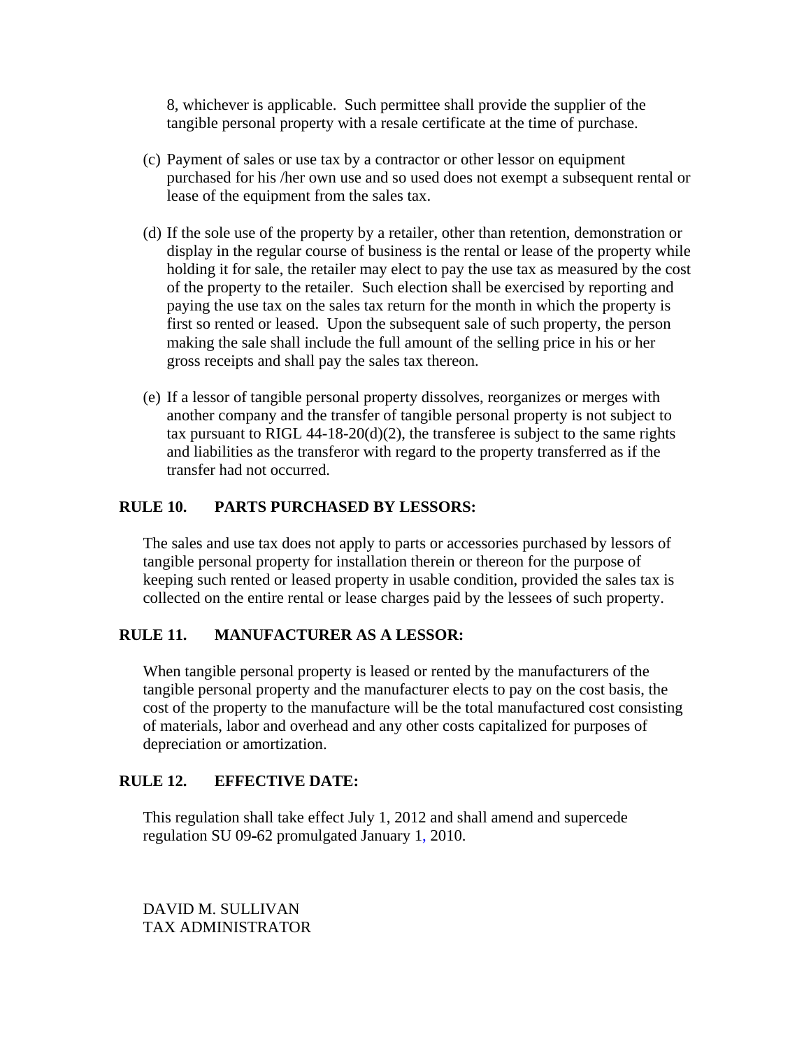8, whichever is applicable. Such permittee shall provide the supplier of the tangible personal property with a resale certificate at the time of purchase.

(c) Payment of sales or use tax by a contractor or other lessor on equipment purchased for his /her own use and so used does not exempt a subsequent rental or lease of the equipment from the sales tax.

(d) If the sole use of the property by a retailer, other than retention, demonstration or display in the regular course of business is the rental or lease of the property while holding it for sale, the retailer may elect to pay the use tax as measured by the cost of the property to the retailer. Such election shall be exercised by reporting and paying the use tax on the sales tax return for the month in which the property is first so rented or leased. Upon the subsequent sale of such property, the person making the sale shall include the full amount of the selling price in his or her gross receipts and shall pay the sales tax thereon.

(e) If a lessor of tangible personal property dissolves, reorganizes or merges with another company and the transfer of tangible personal property is not subject to tax pursuant to RIGL 44-18-20(d)(2), the transferee is subject to the same rights and liabilities as the transferor with regard to the property transferred as if the transfer had not occurred.

**RULE 10. PARTS PURCHASED BY LESSORS:**

The sales and use tax does not apply to parts or accessories purchased by lessors of tangible personal property for installation therein or thereon for the purpose of keeping such rented or leased property in usable condition, provided the sales tax is collected on the entire rental or lease charges paid by the lessees of such property.

**RULE 11. MANUFACTURER AS A LESSOR:**

When tangible personal property is leased or rented by the manufacturers of the tangible personal property and the manufacturer elects to pay on the cost basis, the cost of the property to the manufacture will be the total manufactured cost consisting of materials, labor and overhead and any other costs capitalized for purposes of depreciation or amortization.

**RULE 12. EFFECTIVE DATE:**

This regulation shall take effect July 1, 2012 and shall amend and supercede regulation SU 09-62 promulgated January 1, 2010.

DAVID M. SULLIVAN
TAX ADMINISTRATOR